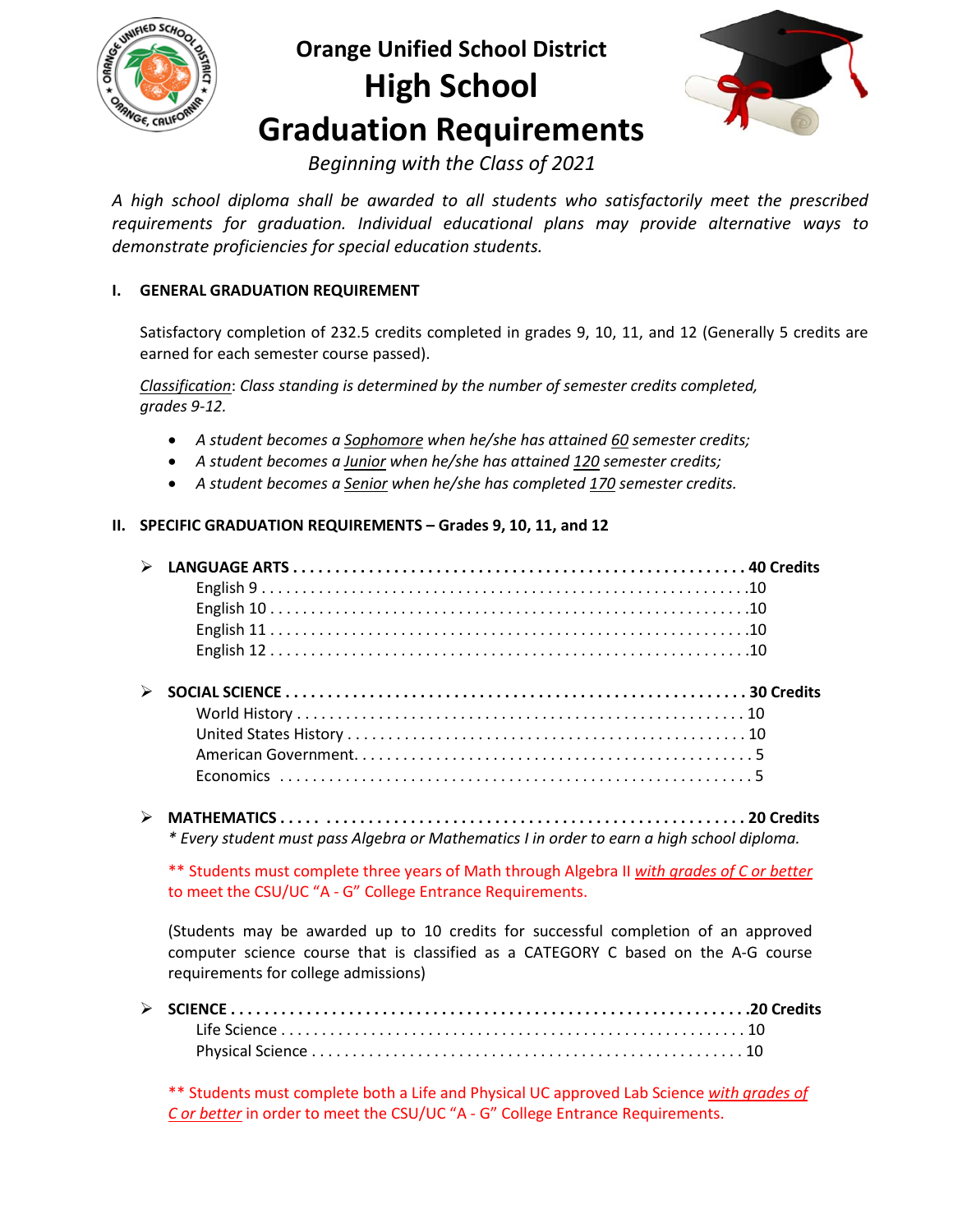# Orange Unified School District

# High School Graduation Requirements

*Beginning with the Class of 2021*

*A high school diploma shall be awarded to all students who satisfactorily meet the prescribed requirements for graduation. Individual educational plans may provide alternative ways to demonstrate proficiencies for special education students.*

## I. GENERAL GRADUATION REQUIREMENT

Satisfactory completion of 232.5 credits completed in grades 9, 10, 11, and 12 (Generally 5 credits are earned for each semester course passed).

*Classification: Class standing is determined by the number of semester credits completed, grades 9-12.*

- *A student becomes a Sophomore when he/she has attained 60 semester credits;*
- *A student becomes a Junior when he/she has attained 120 semester credits;*
- *A student becomes a Senior when he/she has completed 170 semester credits.*

## II. SPECIFIC GRADUATION REQUIREMENTS – Grades 9, 10, 11, and 12

- **LANGUAGE ARTS .................................................... 40 Credits**
  - English 9 .................................................... 10
  - English 10 .................................................... 10
  - English 11 .................................................... 10
  - English 12 .................................................... 10

- **SOCIAL SCIENCE .................................................... 30 Credits**
  - World History .................................................... 10
  - United States History .................................................... 10
  - American Government .................................................... 5
  - Economics .................................................... 5

- **MATHEMATICS .................................................... 20 Credits**

  *\* Every student must pass Algebra or Mathematics I in order to earn a high school diploma.*

  ** Students must complete three years of Math through Algebra II *with grades of C or better* to meet the CSU/UC "A - G" College Entrance Requirements.

  (Students may be awarded up to 10 credits for successful completion of an approved computer science course that is classified as a CATEGORY C based on the A-G course requirements for college admissions)

- **SCIENCE .................................................... 20 Credits**
  - Life Science .................................................... 10
  - Physical Science .................................................... 10

  ** Students must complete both a Life and Physical UC approved Lab Science *with grades of C or better* in order to meet the CSU/UC "A - G" College Entrance Requirements.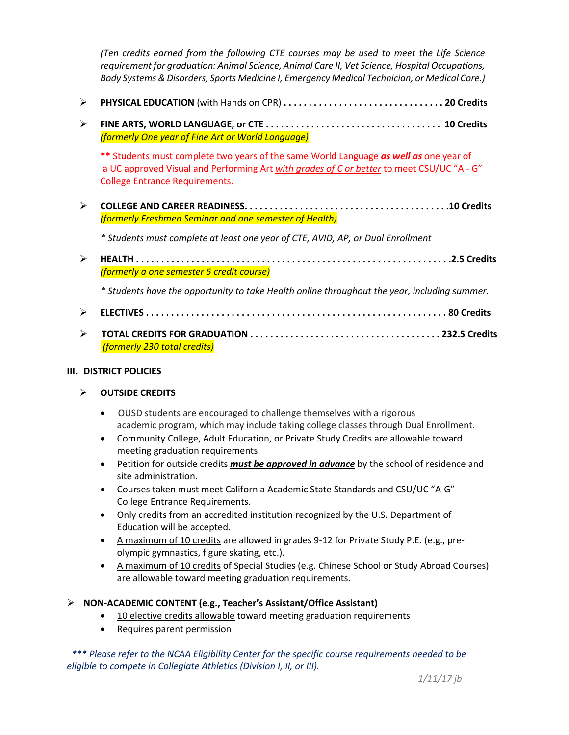*(Ten credits earned from the following CTE courses may be used to meet the Life Science requirement for graduation: Animal Science, Animal Care II, Vet Science, Hospital Occupations, Body Systems & Disorders, Sports Medicine I, Emergency Medical Technician, or Medical Core.)*

- **PHYSICAL EDUCATION** (with Hands on CPR) . . . . . . . . . . . . . . . . . . . . . . . . . . . . . . . . **20 Credits**

- **FINE ARTS, WORLD LANGUAGE, or CTE** . . . . . . . . . . . . . . . . . . . . . . . . . . . . . . . . . . . **10 Credits**
  *(formerly One year of Fine Art or World Language)*

  ** Students must complete two years of the same World Language ***as well as*** one year of a UC approved Visual and Performing Art *with grades of C or better* to meet CSU/UC "A - G" College Entrance Requirements.

- **COLLEGE AND CAREER READINESS.** . . . . . . . . . . . . . . . . . . . . . . . . . . . . . . . . . . . . . . . **.10 Credits**
  *(formerly Freshmen Seminar and one semester of Health)*

  *\* Students must complete at least one year of CTE, AVID, AP, or Dual Enrollment*

- **HEALTH** . . . . . . . . . . . . . . . . . . . . . . . . . . . . . . . . . . . . . . . . . . . . . . . . . . . . . . . . . . . . . **.2.5 Credits**
  *(formerly a one semester 5 credit course)*

  *\* Students have the opportunity to take Health online throughout the year, including summer.*

- **ELECTIVES** . . . . . . . . . . . . . . . . . . . . . . . . . . . . . . . . . . . . . . . . . . . . . . . . . . . . . . . . . . . **80 Credits**

- **TOTAL CREDITS FOR GRADUATION** . . . . . . . . . . . . . . . . . . . . . . . . . . . . . . . . . . . . . **232.5 Credits**
  *(formerly 230 total credits)*

## III. DISTRICT POLICIES

- **OUTSIDE CREDITS**
  - OUSD students are encouraged to challenge themselves with a rigorous academic program, which may include taking college classes through Dual Enrollment.
  - Community College, Adult Education, or Private Study Credits are allowable toward meeting graduation requirements.
  - Petition for outside credits ***must be approved in advance*** by the school of residence and site administration.
  - Courses taken must meet California Academic State Standards and CSU/UC "A-G" College Entrance Requirements.
  - Only credits from an accredited institution recognized by the U.S. Department of Education will be accepted.
  - A maximum of 10 credits are allowed in grades 9-12 for Private Study P.E. (e.g., pre-olympic gymnastics, figure skating, etc.).
  - A maximum of 10 credits of Special Studies (e.g. Chinese School or Study Abroad Courses) are allowable toward meeting graduation requirements.

- **NON-ACADEMIC CONTENT (e.g., Teacher's Assistant/Office Assistant)**
  - 10 elective credits allowable toward meeting graduation requirements
  - Requires parent permission

*\*\*\* Please refer to the NCAA Eligibility Center for the specific course requirements needed to be eligible to compete in Collegiate Athletics (Division I, II, or III).*

*1/11/17 jb*